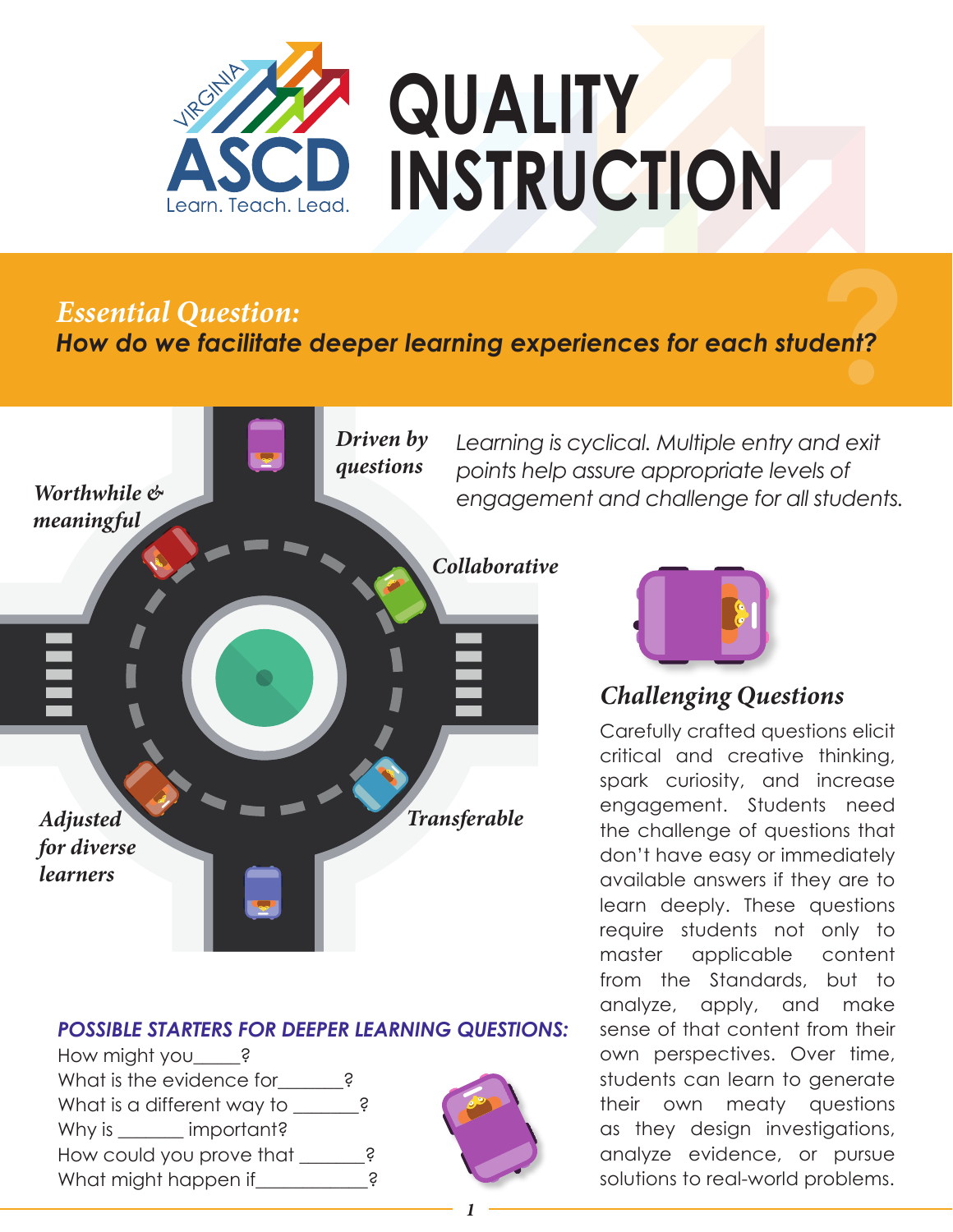# QUALITY INSTRUCTION

VIRGINIA ASCD
Learn. Teach. Lead.

## *Essential Question:*
***How do we facilitate deeper learning experiences for each student?***

*Driven by questions*

*Worthwhile & meaningful*

*Collaborative*

*Transferable*

*Adjusted for diverse learners*

*Learning is cyclical. Multiple entry and exit points help assure appropriate levels of engagement and challenge for all students.*

### *Challenging Questions*

Carefully crafted questions elicit critical and creative thinking, spark curiosity, and increase engagement. Students need the challenge of questions that don't have easy or immediately available answers if they are to learn deeply. These questions require students not only to master applicable content from the Standards, but to analyze, apply, and make sense of that content from their own perspectives. Over time, students can learn to generate their own meaty questions as they design investigations, analyze evidence, or pursue solutions to real-world problems.

### *POSSIBLE STARTERS FOR DEEPER LEARNING QUESTIONS:*

How might you_____?
What is the evidence for_______?
What is a different way to _______?
Why is _______ important?
How could you prove that _______?
What might happen if____________?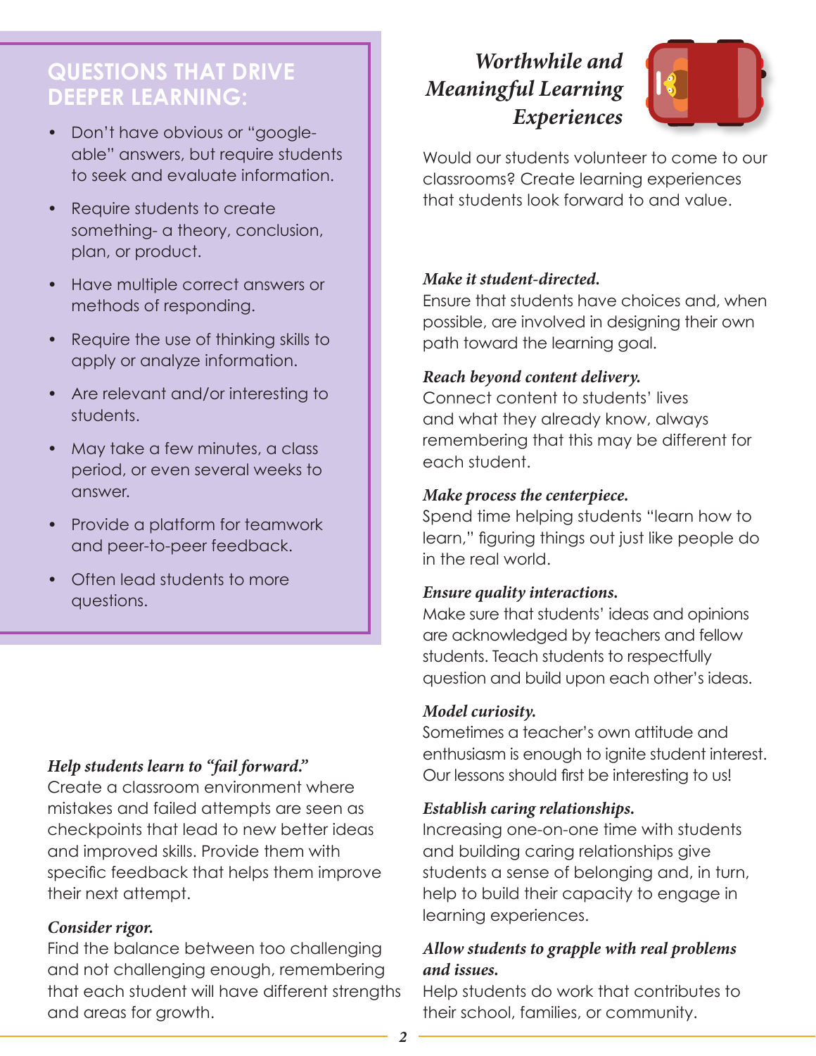## QUESTIONS THAT DRIVE DEEPER LEARNING:

- Don't have obvious or "google-able" answers, but require students to seek and evaluate information.
- Require students to create something- a theory, conclusion, plan, or product.
- Have multiple correct answers or methods of responding.
- Require the use of thinking skills to apply or analyze information.
- Are relevant and/or interesting to students.
- May take a few minutes, a class period, or even several weeks to answer.
- Provide a platform for teamwork and peer-to-peer feedback.
- Often lead students to more questions.

*Help students learn to "fail forward."*
Create a classroom environment where mistakes and failed attempts are seen as checkpoints that lead to new better ideas and improved skills. Provide them with specific feedback that helps them improve their next attempt.

*Consider rigor.*
Find the balance between too challenging and not challenging enough, remembering that each student will have different strengths and areas for growth.

## *Worthwhile and Meaningful Learning Experiences*

Would our students volunteer to come to our classrooms? Create learning experiences that students look forward to and value.

*Make it student-directed.*
Ensure that students have choices and, when possible, are involved in designing their own path toward the learning goal.

*Reach beyond content delivery.*
Connect content to students' lives and what they already know, always remembering that this may be different for each student.

*Make process the centerpiece.*
Spend time helping students "learn how to learn," figuring things out just like people do in the real world.

*Ensure quality interactions.*
Make sure that students' ideas and opinions are acknowledged by teachers and fellow students. Teach students to respectfully question and build upon each other's ideas.

*Model curiosity.*
Sometimes a teacher's own attitude and enthusiasm is enough to ignite student interest. Our lessons should first be interesting to us!

*Establish caring relationships.*
Increasing one-on-one time with students and building caring relationships give students a sense of belonging and, in turn, help to build their capacity to engage in learning experiences.

*Allow students to grapple with real problems and issues.*
Help students do work that contributes to their school, families, or community.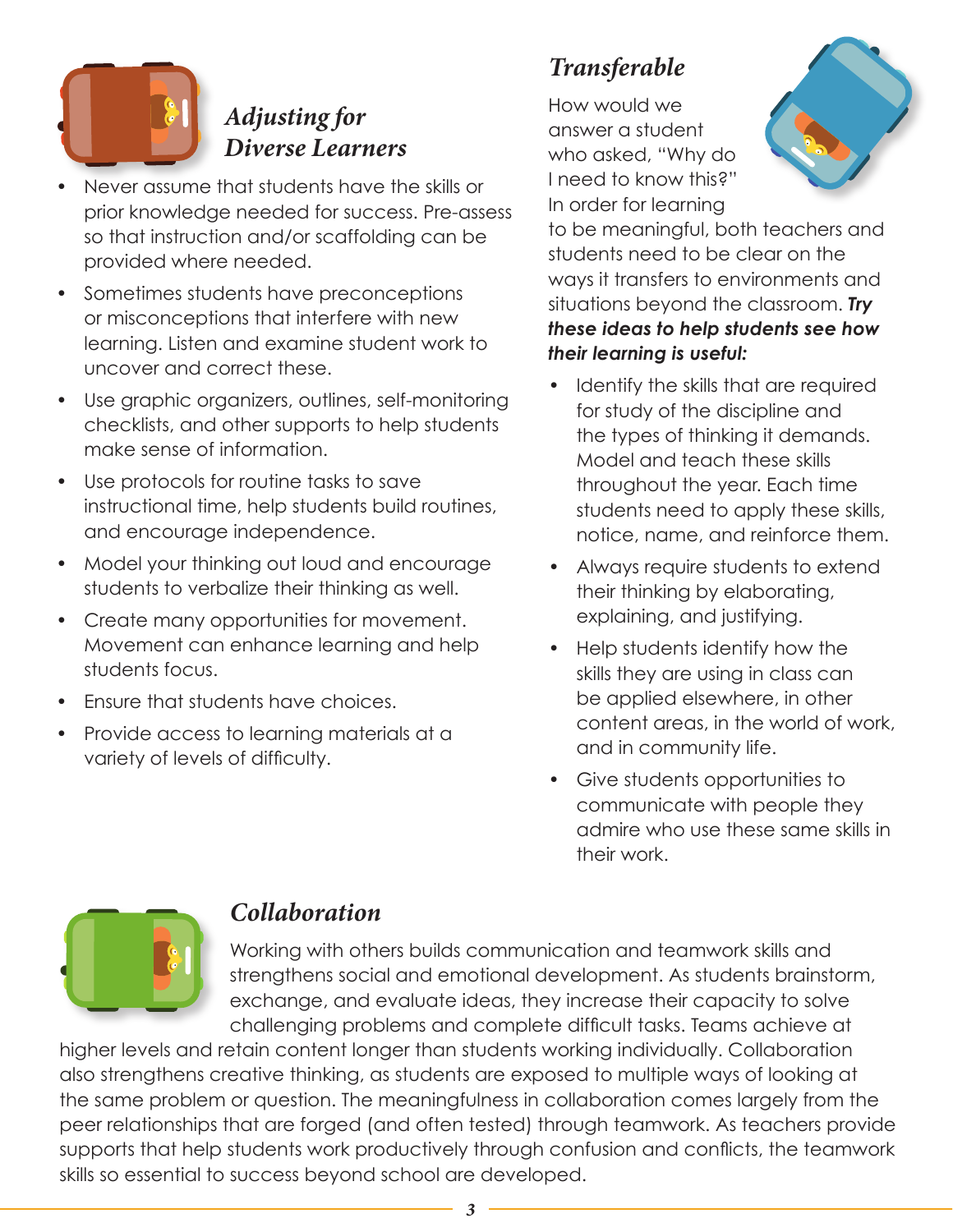## *Adjusting for Diverse Learners*

- Never assume that students have the skills or prior knowledge needed for success. Pre-assess so that instruction and/or scaffolding can be provided where needed.
- Sometimes students have preconceptions or misconceptions that interfere with new learning. Listen and examine student work to uncover and correct these.
- Use graphic organizers, outlines, self-monitoring checklists, and other supports to help students make sense of information.
- Use protocols for routine tasks to save instructional time, help students build routines, and encourage independence.
- Model your thinking out loud and encourage students to verbalize their thinking as well.
- Create many opportunities for movement. Movement can enhance learning and help students focus.
- Ensure that students have choices.
- Provide access to learning materials at a variety of levels of difficulty.

## *Transferable*

How would we answer a student who asked, "Why do I need to know this?" In order for learning to be meaningful, both teachers and students need to be clear on the ways it transfers to environments and situations beyond the classroom. ***Try these ideas to help students see how their learning is useful:***

- Identify the skills that are required for study of the discipline and the types of thinking it demands. Model and teach these skills throughout the year. Each time students need to apply these skills, notice, name, and reinforce them.
- Always require students to extend their thinking by elaborating, explaining, and justifying.
- Help students identify how the skills they are using in class can be applied elsewhere, in other content areas, in the world of work, and in community life.
- Give students opportunities to communicate with people they admire who use these same skills in their work.

## *Collaboration*

Working with others builds communication and teamwork skills and strengthens social and emotional development. As students brainstorm, exchange, and evaluate ideas, they increase their capacity to solve challenging problems and complete difficult tasks. Teams achieve at higher levels and retain content longer than students working individually. Collaboration also strengthens creative thinking, as students are exposed to multiple ways of looking at the same problem or question. The meaningfulness in collaboration comes largely from the peer relationships that are forged (and often tested) through teamwork. As teachers provide supports that help students work productively through confusion and conflicts, the teamwork skills so essential to success beyond school are developed.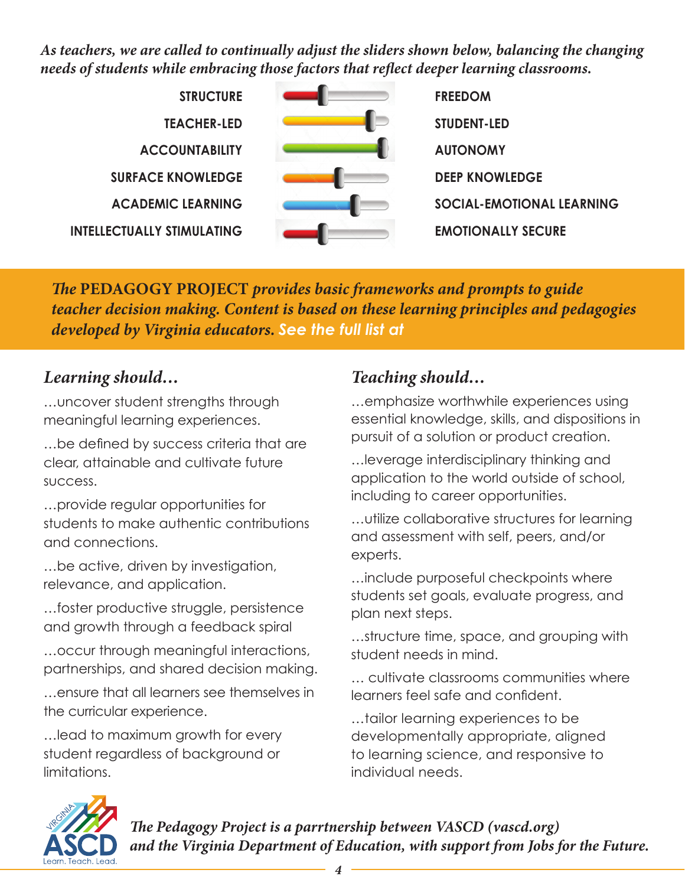*As teachers, we are called to continually adjust the sliders shown below, balancing the changing needs of students while embracing those factors that reflect deeper learning classrooms.*

STRUCTURE — FREEDOM

TEACHER-LED — STUDENT-LED

ACCOUNTABILITY — AUTONOMY

SURFACE KNOWLEDGE — DEEP KNOWLEDGE

ACADEMIC LEARNING — SOCIAL-EMOTIONAL LEARNING

INTELLECTUALLY STIMULATING — EMOTIONALLY SECURE

*The* **PEDAGOGY PROJECT** *provides basic frameworks and prompts to guide teacher decision making. Content is based on these learning principles and pedagogies developed by Virginia educators.* See the full list at

## *Learning should...*

...uncover student strengths through meaningful learning experiences.

...be defined by success criteria that are clear, attainable and cultivate future success.

...provide regular opportunities for students to make authentic contributions and connections.

...be active, driven by investigation, relevance, and application.

...foster productive struggle, persistence and growth through a feedback spiral

...occur through meaningful interactions, partnerships, and shared decision making.

...ensure that all learners see themselves in the curricular experience.

...lead to maximum growth for every student regardless of background or limitations.

## *Teaching should...*

...emphasize worthwhile experiences using essential knowledge, skills, and dispositions in pursuit of a solution or product creation.

...leverage interdisciplinary thinking and application to the world outside of school, including to career opportunities.

...utilize collaborative structures for learning and assessment with self, peers, and/or experts.

...include purposeful checkpoints where students set goals, evaluate progress, and plan next steps.

...structure time, space, and grouping with student needs in mind.

... cultivate classrooms communities where learners feel safe and confident.

...tailor learning experiences to be developmentally appropriate, aligned to learning science, and responsive to individual needs.

VIRGINIA ASCD Learn. Teach. Lead.

*The Pedagogy Project is a parrtnership between VASCD (vascd.org) and the Virginia Department of Education, with support from Jobs for the Future.*